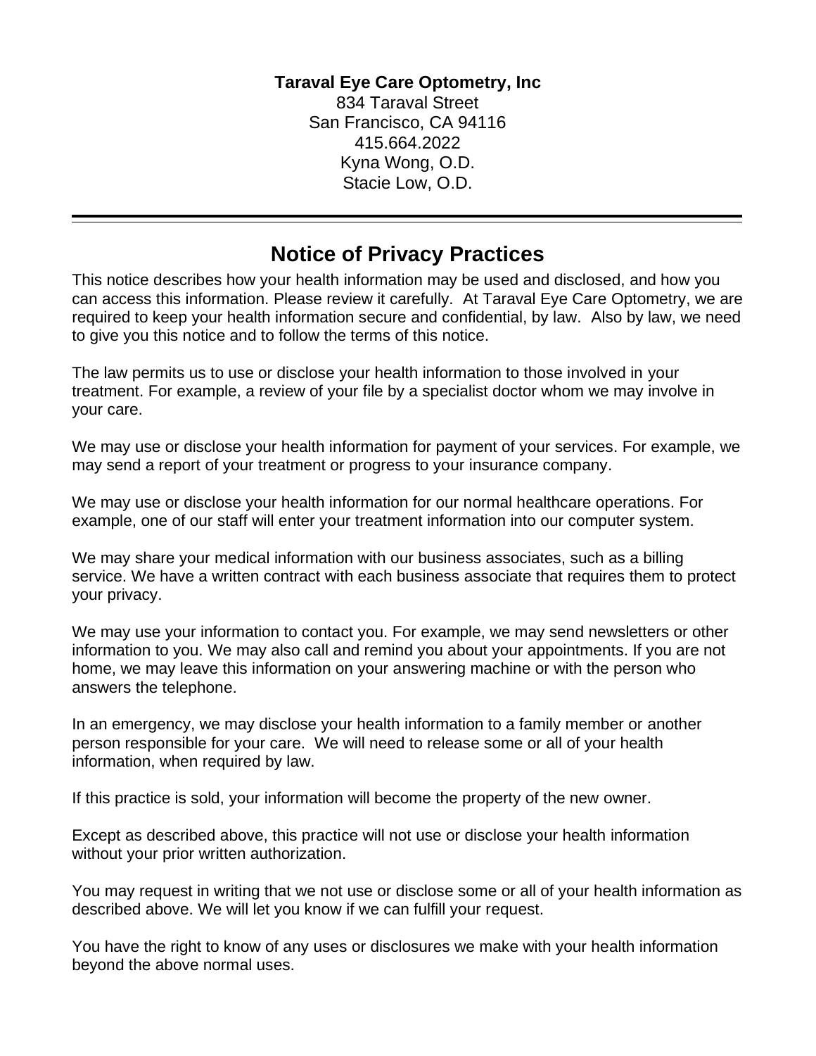**Taraval Eye Care Optometry, Inc**
834 Taraval Street
San Francisco, CA 94116
415.664.2022
Kyna Wong, O.D.
Stacie Low, O.D.

---

# Notice of Privacy Practices

This notice describes how your health information may be used and disclosed, and how you can access this information. Please review it carefully. At Taraval Eye Care Optometry, we are required to keep your health information secure and confidential, by law. Also by law, we need to give you this notice and to follow the terms of this notice.

The law permits us to use or disclose your health information to those involved in your treatment. For example, a review of your file by a specialist doctor whom we may involve in your care.

We may use or disclose your health information for payment of your services. For example, we may send a report of your treatment or progress to your insurance company.

We may use or disclose your health information for our normal healthcare operations. For example, one of our staff will enter your treatment information into our computer system.

We may share your medical information with our business associates, such as a billing service. We have a written contract with each business associate that requires them to protect your privacy.

We may use your information to contact you. For example, we may send newsletters or other information to you. We may also call and remind you about your appointments. If you are not home, we may leave this information on your answering machine or with the person who answers the telephone.

In an emergency, we may disclose your health information to a family member or another person responsible for your care. We will need to release some or all of your health information, when required by law.

If this practice is sold, your information will become the property of the new owner.

Except as described above, this practice will not use or disclose your health information without your prior written authorization.

You may request in writing that we not use or disclose some or all of your health information as described above. We will let you know if we can fulfill your request.

You have the right to know of any uses or disclosures we make with your health information beyond the above normal uses.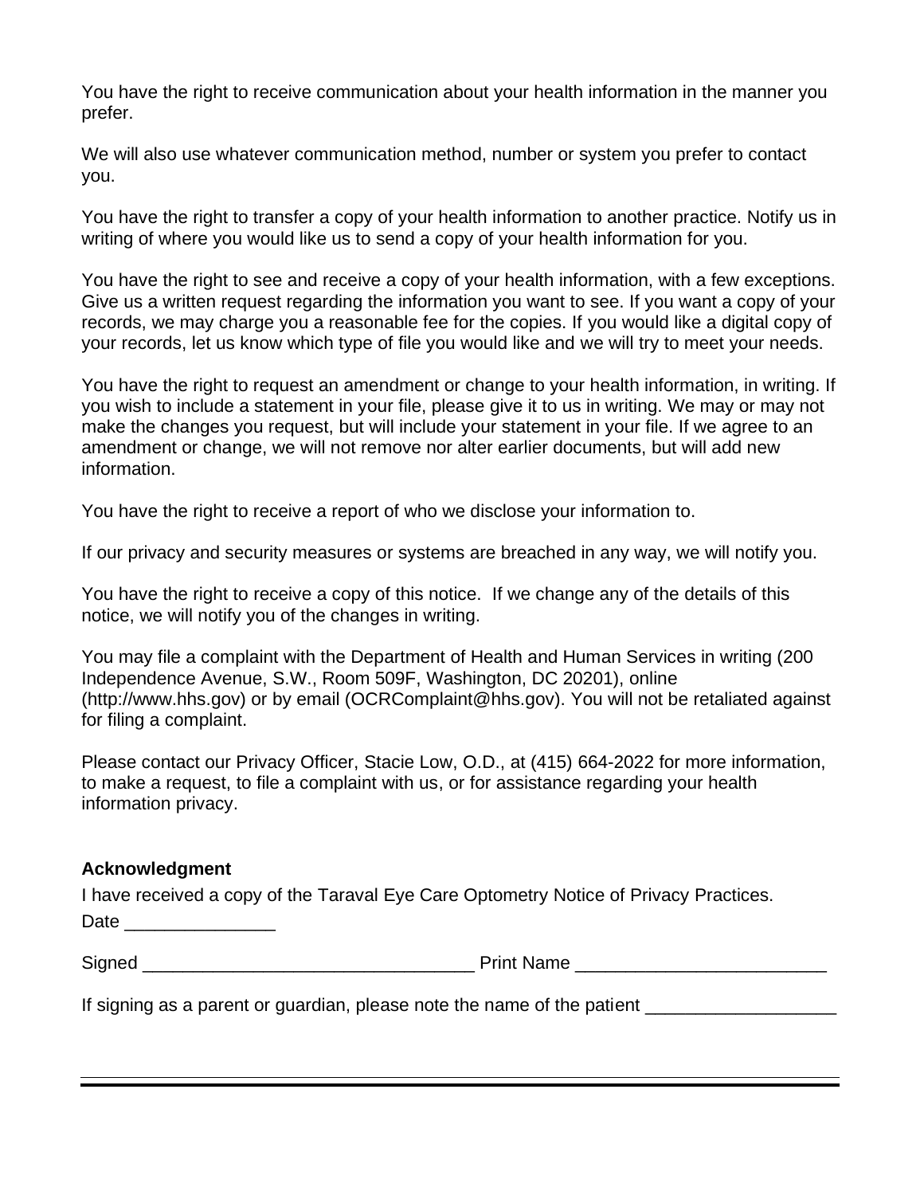You have the right to receive communication about your health information in the manner you prefer.

We will also use whatever communication method, number or system you prefer to contact you.

You have the right to transfer a copy of your health information to another practice. Notify us in writing of where you would like us to send a copy of your health information for you.

You have the right to see and receive a copy of your health information, with a few exceptions. Give us a written request regarding the information you want to see. If you want a copy of your records, we may charge you a reasonable fee for the copies. If you would like a digital copy of your records, let us know which type of file you would like and we will try to meet your needs.

You have the right to request an amendment or change to your health information, in writing. If you wish to include a statement in your file, please give it to us in writing. We may or may not make the changes you request, but will include your statement in your file. If we agree to an amendment or change, we will not remove nor alter earlier documents, but will add new information.

You have the right to receive a report of who we disclose your information to.

If our privacy and security measures or systems are breached in any way, we will notify you.

You have the right to receive a copy of this notice. If we change any of the details of this notice, we will notify you of the changes in writing.

You may file a complaint with the Department of Health and Human Services in writing (200 Independence Avenue, S.W., Room 509F, Washington, DC 20201), online (http://www.hhs.gov) or by email (OCRComplaint@hhs.gov). You will not be retaliated against for filing a complaint.

Please contact our Privacy Officer, Stacie Low, O.D., at (415) 664-2022 for more information, to make a request, to file a complaint with us, or for assistance regarding your health information privacy.

**Acknowledgment**

I have received a copy of the Taraval Eye Care Optometry Notice of Privacy Practices.

Date _______________

Signed _________________________________ Print Name _________________________

If signing as a parent or guardian, please note the name of the patient ___________________